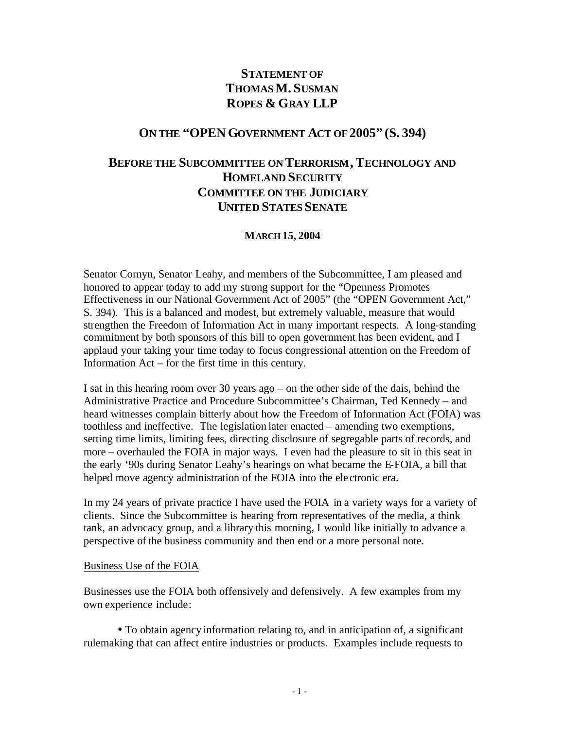# STATEMENT OF
# THOMAS M. SUSMAN
# ROPES & GRAY LLP

## ON THE "OPEN GOVERNMENT ACT OF 2005" (S. 394)

## BEFORE THE SUBCOMMITTEE ON TERRORISM, TECHNOLOGY AND HOMELAND SECURITY
## COMMITTEE ON THE JUDICIARY
## UNITED STATES SENATE

### MARCH 15, 2004

Senator Cornyn, Senator Leahy, and members of the Subcommittee, I am pleased and honored to appear today to add my strong support for the "Openness Promotes Effectiveness in our National Government Act of 2005" (the "OPEN Government Act," S. 394). This is a balanced and modest, but extremely valuable, measure that would strengthen the Freedom of Information Act in many important respects. A long-standing commitment by both sponsors of this bill to open government has been evident, and I applaud your taking your time today to focus congressional attention on the Freedom of Information Act – for the first time in this century.

I sat in this hearing room over 30 years ago – on the other side of the dais, behind the Administrative Practice and Procedure Subcommittee's Chairman, Ted Kennedy – and heard witnesses complain bitterly about how the Freedom of Information Act (FOIA) was toothless and ineffective. The legislation later enacted – amending two exemptions, setting time limits, limiting fees, directing disclosure of segregable parts of records, and more – overhauled the FOIA in major ways. I even had the pleasure to sit in this seat in the early '90s during Senator Leahy's hearings on what became the E-FOIA, a bill that helped move agency administration of the FOIA into the electronic era.

In my 24 years of private practice I have used the FOIA in a variety ways for a variety of clients. Since the Subcommittee is hearing from representatives of the media, a think tank, an advocacy group, and a library this morning, I would like initially to advance a perspective of the business community and then end or a more personal note.

<u>Business Use of the FOIA</u>

Businesses use the FOIA both offensively and defensively. A few examples from my own experience include:

- To obtain agency information relating to, and in anticipation of, a significant rulemaking that can affect entire industries or products. Examples include requests to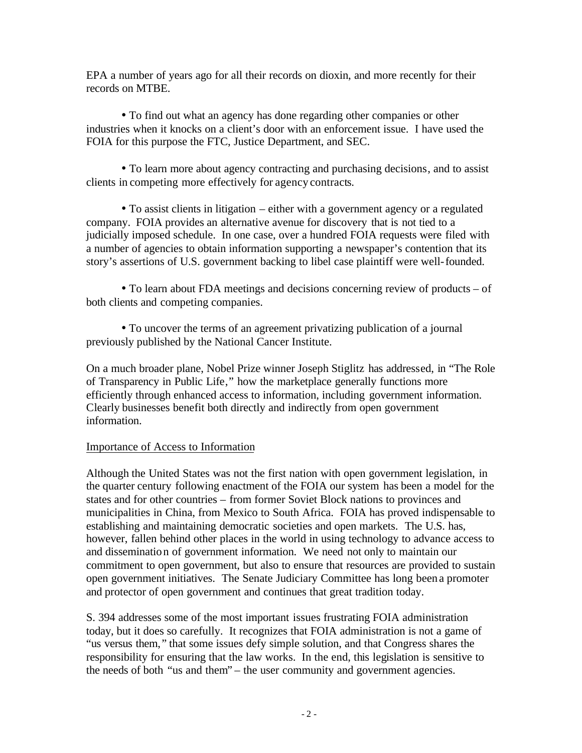EPA a number of years ago for all their records on dioxin, and more recently for their records on MTBE.

- To find out what an agency has done regarding other companies or other industries when it knocks on a client's door with an enforcement issue. I have used the FOIA for this purpose the FTC, Justice Department, and SEC.

- To learn more about agency contracting and purchasing decisions, and to assist clients in competing more effectively for agency contracts.

- To assist clients in litigation – either with a government agency or a regulated company. FOIA provides an alternative avenue for discovery that is not tied to a judicially imposed schedule. In one case, over a hundred FOIA requests were filed with a number of agencies to obtain information supporting a newspaper's contention that its story's assertions of U.S. government backing to libel case plaintiff were well-founded.

- To learn about FDA meetings and decisions concerning review of products – of both clients and competing companies.

- To uncover the terms of an agreement privatizing publication of a journal previously published by the National Cancer Institute.

On a much broader plane, Nobel Prize winner Joseph Stiglitz has addressed, in "The Role of Transparency in Public Life," how the marketplace generally functions more efficiently through enhanced access to information, including government information. Clearly businesses benefit both directly and indirectly from open government information.

<u>Importance of Access to Information</u>

Although the United States was not the first nation with open government legislation, in the quarter century following enactment of the FOIA our system has been a model for the states and for other countries – from former Soviet Block nations to provinces and municipalities in China, from Mexico to South Africa. FOIA has proved indispensable to establishing and maintaining democratic societies and open markets. The U.S. has, however, fallen behind other places in the world in using technology to advance access to and dissemination of government information. We need not only to maintain our commitment to open government, but also to ensure that resources are provided to sustain open government initiatives. The Senate Judiciary Committee has long been a promoter and protector of open government and continues that great tradition today.

S. 394 addresses some of the most important issues frustrating FOIA administration today, but it does so carefully. It recognizes that FOIA administration is not a game of "us versus them," that some issues defy simple solution, and that Congress shares the responsibility for ensuring that the law works. In the end, this legislation is sensitive to the needs of both "us and them" – the user community and government agencies.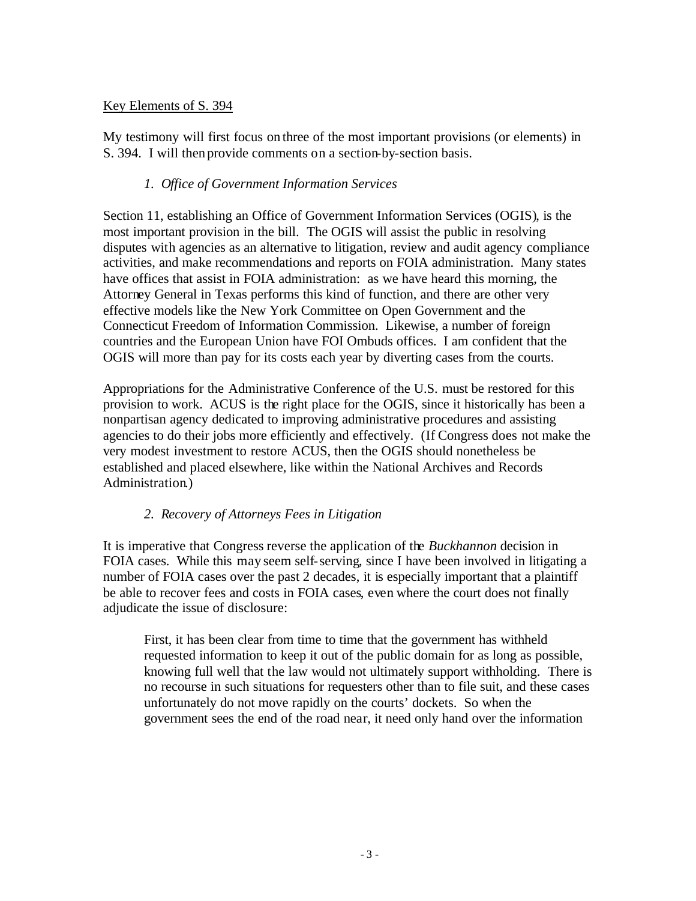Key Elements of S. 394

My testimony will first focus on three of the most important provisions (or elements) in S. 394. I will then provide comments on a section-by-section basis.

*1. Office of Government Information Services*

Section 11, establishing an Office of Government Information Services (OGIS), is the most important provision in the bill. The OGIS will assist the public in resolving disputes with agencies as an alternative to litigation, review and audit agency compliance activities, and make recommendations and reports on FOIA administration. Many states have offices that assist in FOIA administration: as we have heard this morning, the Attorney General in Texas performs this kind of function, and there are other very effective models like the New York Committee on Open Government and the Connecticut Freedom of Information Commission. Likewise, a number of foreign countries and the European Union have FOI Ombuds offices. I am confident that the OGIS will more than pay for its costs each year by diverting cases from the courts.

Appropriations for the Administrative Conference of the U.S. must be restored for this provision to work. ACUS is the right place for the OGIS, since it historically has been a nonpartisan agency dedicated to improving administrative procedures and assisting agencies to do their jobs more efficiently and effectively. (If Congress does not make the very modest investment to restore ACUS, then the OGIS should nonetheless be established and placed elsewhere, like within the National Archives and Records Administration.)

*2. Recovery of Attorneys Fees in Litigation*

It is imperative that Congress reverse the application of the *Buckhannon* decision in FOIA cases. While this may seem self-serving, since I have been involved in litigating a number of FOIA cases over the past 2 decades, it is especially important that a plaintiff be able to recover fees and costs in FOIA cases, even where the court does not finally adjudicate the issue of disclosure:

> First, it has been clear from time to time that the government has withheld requested information to keep it out of the public domain for as long as possible, knowing full well that the law would not ultimately support withholding. There is no recourse in such situations for requesters other than to file suit, and these cases unfortunately do not move rapidly on the courts' dockets. So when the government sees the end of the road near, it need only hand over the information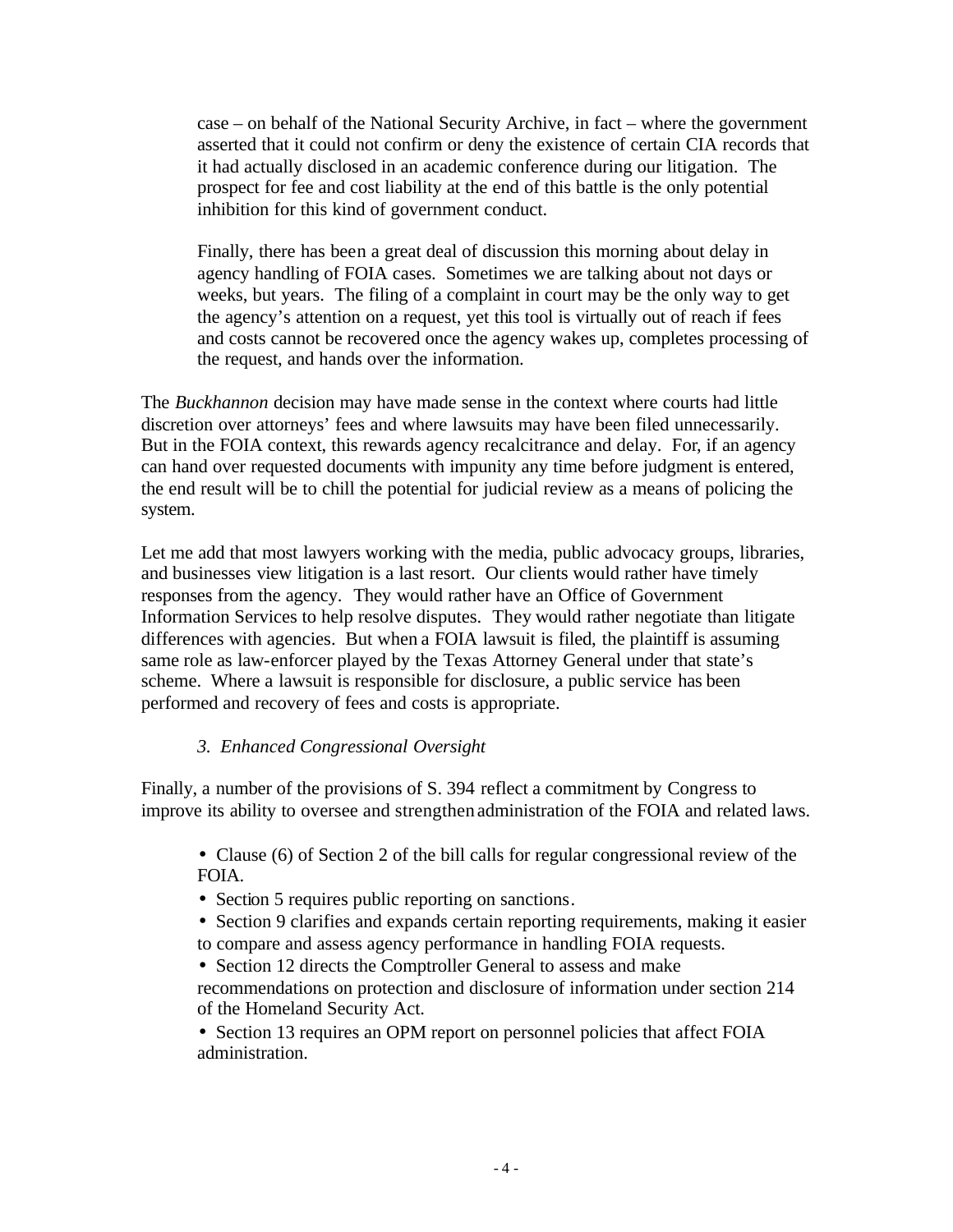case – on behalf of the National Security Archive, in fact – where the government asserted that it could not confirm or deny the existence of certain CIA records that it had actually disclosed in an academic conference during our litigation. The prospect for fee and cost liability at the end of this battle is the only potential inhibition for this kind of government conduct.

> Finally, there has been a great deal of discussion this morning about delay in agency handling of FOIA cases. Sometimes we are talking about not days or weeks, but years. The filing of a complaint in court may be the only way to get the agency's attention on a request, yet this tool is virtually out of reach if fees and costs cannot be recovered once the agency wakes up, completes processing of the request, and hands over the information.

The *Buckhannon* decision may have made sense in the context where courts had little discretion over attorneys' fees and where lawsuits may have been filed unnecessarily. But in the FOIA context, this rewards agency recalcitrance and delay. For, if an agency can hand over requested documents with impunity any time before judgment is entered, the end result will be to chill the potential for judicial review as a means of policing the system.

Let me add that most lawyers working with the media, public advocacy groups, libraries, and businesses view litigation is a last resort. Our clients would rather have timely responses from the agency. They would rather have an Office of Government Information Services to help resolve disputes. They would rather negotiate than litigate differences with agencies. But when a FOIA lawsuit is filed, the plaintiff is assuming same role as law-enforcer played by the Texas Attorney General under that state's scheme. Where a lawsuit is responsible for disclosure, a public service has been performed and recovery of fees and costs is appropriate.

### *3. Enhanced Congressional Oversight*

Finally, a number of the provisions of S. 394 reflect a commitment by Congress to improve its ability to oversee and strengthen administration of the FOIA and related laws.

- Clause (6) of Section 2 of the bill calls for regular congressional review of the FOIA.
- Section 5 requires public reporting on sanctions.
- Section 9 clarifies and expands certain reporting requirements, making it easier to compare and assess agency performance in handling FOIA requests.
- Section 12 directs the Comptroller General to assess and make recommendations on protection and disclosure of information under section 214 of the Homeland Security Act.
- Section 13 requires an OPM report on personnel policies that affect FOIA administration.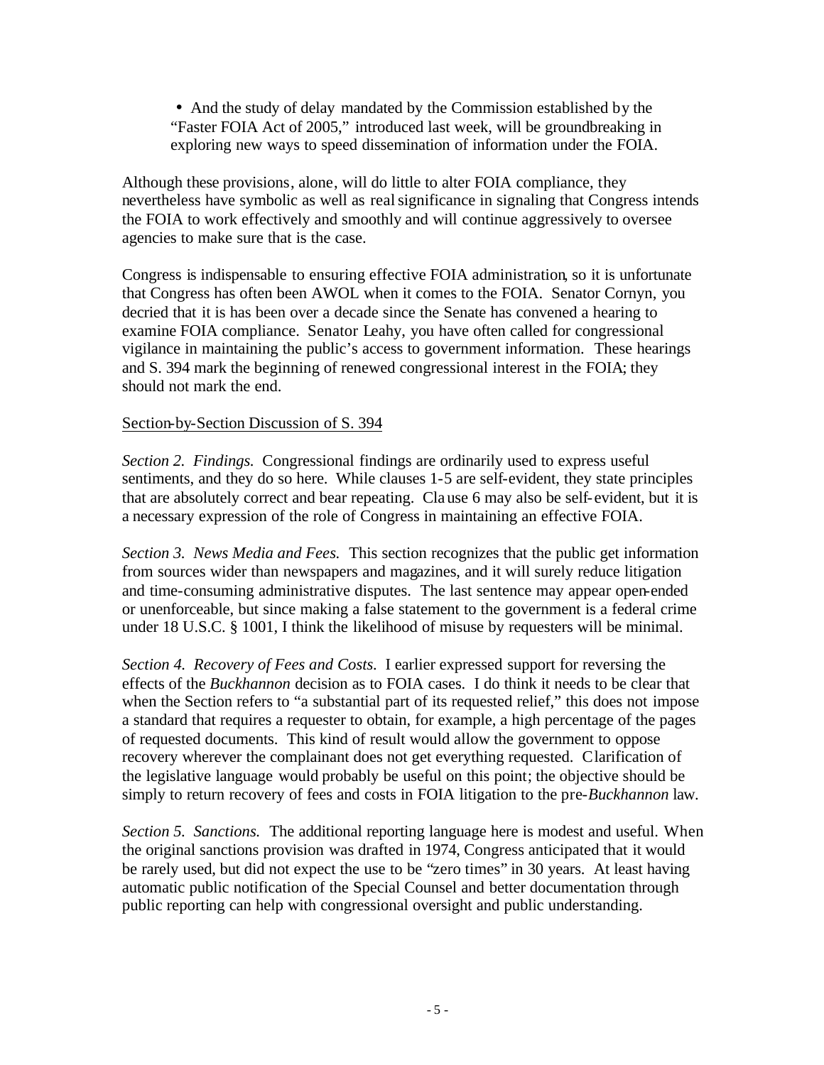- And the study of delay mandated by the Commission established by the "Faster FOIA Act of 2005," introduced last week, will be groundbreaking in exploring new ways to speed dissemination of information under the FOIA.

Although these provisions, alone, will do little to alter FOIA compliance, they nevertheless have symbolic as well as real significance in signaling that Congress intends the FOIA to work effectively and smoothly and will continue aggressively to oversee agencies to make sure that is the case.

Congress is indispensable to ensuring effective FOIA administration, so it is unfortunate that Congress has often been AWOL when it comes to the FOIA. Senator Cornyn, you decried that it is has been over a decade since the Senate has convened a hearing to examine FOIA compliance. Senator Leahy, you have often called for congressional vigilance in maintaining the public's access to government information. These hearings and S. 394 mark the beginning of renewed congressional interest in the FOIA; they should not mark the end.

Section-by-Section Discussion of S. 394

*Section 2. Findings.* Congressional findings are ordinarily used to express useful sentiments, and they do so here. While clauses 1-5 are self-evident, they state principles that are absolutely correct and bear repeating. Clause 6 may also be self-evident, but it is a necessary expression of the role of Congress in maintaining an effective FOIA.

*Section 3. News Media and Fees.* This section recognizes that the public get information from sources wider than newspapers and magazines, and it will surely reduce litigation and time-consuming administrative disputes. The last sentence may appear open-ended or unenforceable, but since making a false statement to the government is a federal crime under 18 U.S.C. § 1001, I think the likelihood of misuse by requesters will be minimal.

*Section 4. Recovery of Fees and Costs.* I earlier expressed support for reversing the effects of the *Buckhannon* decision as to FOIA cases. I do think it needs to be clear that when the Section refers to "a substantial part of its requested relief," this does not impose a standard that requires a requester to obtain, for example, a high percentage of the pages of requested documents. This kind of result would allow the government to oppose recovery wherever the complainant does not get everything requested. Clarification of the legislative language would probably be useful on this point; the objective should be simply to return recovery of fees and costs in FOIA litigation to the pre-*Buckhannon* law.

*Section 5. Sanctions.* The additional reporting language here is modest and useful. When the original sanctions provision was drafted in 1974, Congress anticipated that it would be rarely used, but did not expect the use to be "zero times" in 30 years. At least having automatic public notification of the Special Counsel and better documentation through public reporting can help with congressional oversight and public understanding.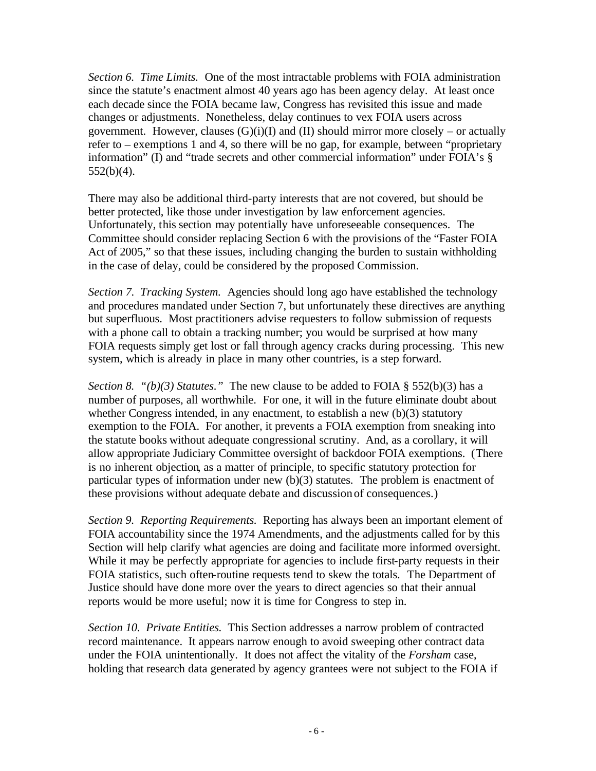*Section 6. Time Limits.* One of the most intractable problems with FOIA administration since the statute's enactment almost 40 years ago has been agency delay. At least once each decade since the FOIA became law, Congress has revisited this issue and made changes or adjustments. Nonetheless, delay continues to vex FOIA users across government. However, clauses (G)(i)(I) and (II) should mirror more closely – or actually refer to – exemptions 1 and 4, so there will be no gap, for example, between "proprietary information" (I) and "trade secrets and other commercial information" under FOIA's § 552(b)(4).

There may also be additional third-party interests that are not covered, but should be better protected, like those under investigation by law enforcement agencies. Unfortunately, this section may potentially have unforeseeable consequences. The Committee should consider replacing Section 6 with the provisions of the "Faster FOIA Act of 2005," so that these issues, including changing the burden to sustain withholding in the case of delay, could be considered by the proposed Commission.

*Section 7. Tracking System.* Agencies should long ago have established the technology and procedures mandated under Section 7, but unfortunately these directives are anything but superfluous. Most practitioners advise requesters to follow submission of requests with a phone call to obtain a tracking number; you would be surprised at how many FOIA requests simply get lost or fall through agency cracks during processing. This new system, which is already in place in many other countries, is a step forward.

*Section 8. "(b)(3) Statutes."* The new clause to be added to FOIA § 552(b)(3) has a number of purposes, all worthwhile. For one, it will in the future eliminate doubt about whether Congress intended, in any enactment, to establish a new (b)(3) statutory exemption to the FOIA. For another, it prevents a FOIA exemption from sneaking into the statute books without adequate congressional scrutiny. And, as a corollary, it will allow appropriate Judiciary Committee oversight of backdoor FOIA exemptions. (There is no inherent objection, as a matter of principle, to specific statutory protection for particular types of information under new (b)(3) statutes. The problem is enactment of these provisions without adequate debate and discussion of consequences.)

*Section 9. Reporting Requirements.* Reporting has always been an important element of FOIA accountability since the 1974 Amendments, and the adjustments called for by this Section will help clarify what agencies are doing and facilitate more informed oversight. While it may be perfectly appropriate for agencies to include first-party requests in their FOIA statistics, such often-routine requests tend to skew the totals. The Department of Justice should have done more over the years to direct agencies so that their annual reports would be more useful; now it is time for Congress to step in.

*Section 10. Private Entities.* This Section addresses a narrow problem of contracted record maintenance. It appears narrow enough to avoid sweeping other contract data under the FOIA unintentionally. It does not affect the vitality of the *Forsham* case, holding that research data generated by agency grantees were not subject to the FOIA if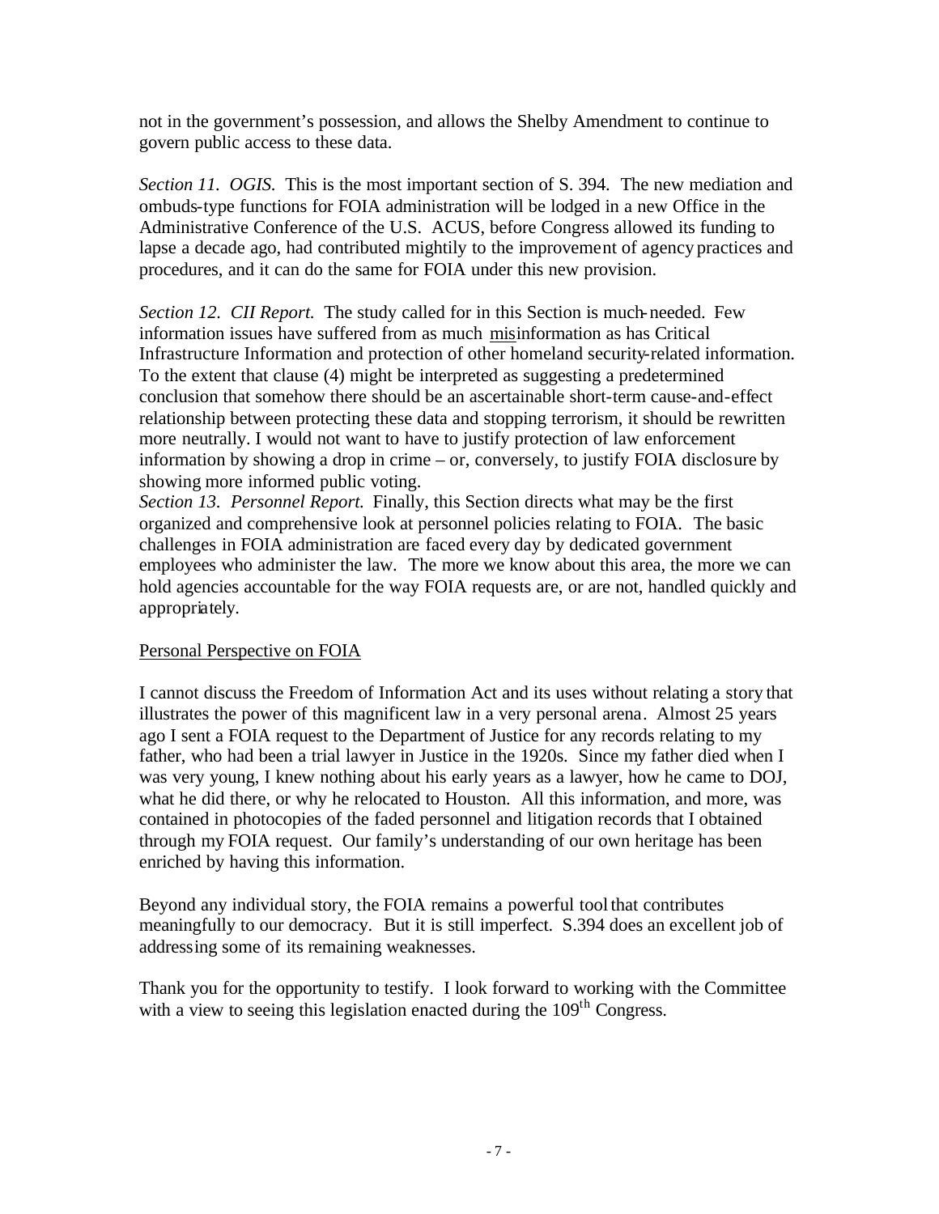not in the government's possession, and allows the Shelby Amendment to continue to govern public access to these data.

*Section 11. OGIS.* This is the most important section of S. 394. The new mediation and ombuds-type functions for FOIA administration will be lodged in a new Office in the Administrative Conference of the U.S. ACUS, before Congress allowed its funding to lapse a decade ago, had contributed mightily to the improvement of agency practices and procedures, and it can do the same for FOIA under this new provision.

*Section 12. CII Report.* The study called for in this Section is much-needed. Few information issues have suffered from as much <u>mis</u>information as has Critical Infrastructure Information and protection of other homeland security-related information. To the extent that clause (4) might be interpreted as suggesting a predetermined conclusion that somehow there should be an ascertainable short-term cause-and-effect relationship between protecting these data and stopping terrorism, it should be rewritten more neutrally. I would not want to have to justify protection of law enforcement information by showing a drop in crime – or, conversely, to justify FOIA disclosure by showing more informed public voting.

*Section 13. Personnel Report.* Finally, this Section directs what may be the first organized and comprehensive look at personnel policies relating to FOIA. The basic challenges in FOIA administration are faced every day by dedicated government employees who administer the law. The more we know about this area, the more we can hold agencies accountable for the way FOIA requests are, or are not, handled quickly and appropriately.

<u>Personal Perspective on FOIA</u>

I cannot discuss the Freedom of Information Act and its uses without relating a story that illustrates the power of this magnificent law in a very personal arena. Almost 25 years ago I sent a FOIA request to the Department of Justice for any records relating to my father, who had been a trial lawyer in Justice in the 1920s. Since my father died when I was very young, I knew nothing about his early years as a lawyer, how he came to DOJ, what he did there, or why he relocated to Houston. All this information, and more, was contained in photocopies of the faded personnel and litigation records that I obtained through my FOIA request. Our family's understanding of our own heritage has been enriched by having this information.

Beyond any individual story, the FOIA remains a powerful tool that contributes meaningfully to our democracy. But it is still imperfect. S.394 does an excellent job of addressing some of its remaining weaknesses.

Thank you for the opportunity to testify. I look forward to working with the Committee with a view to seeing this legislation enacted during the 109th Congress.